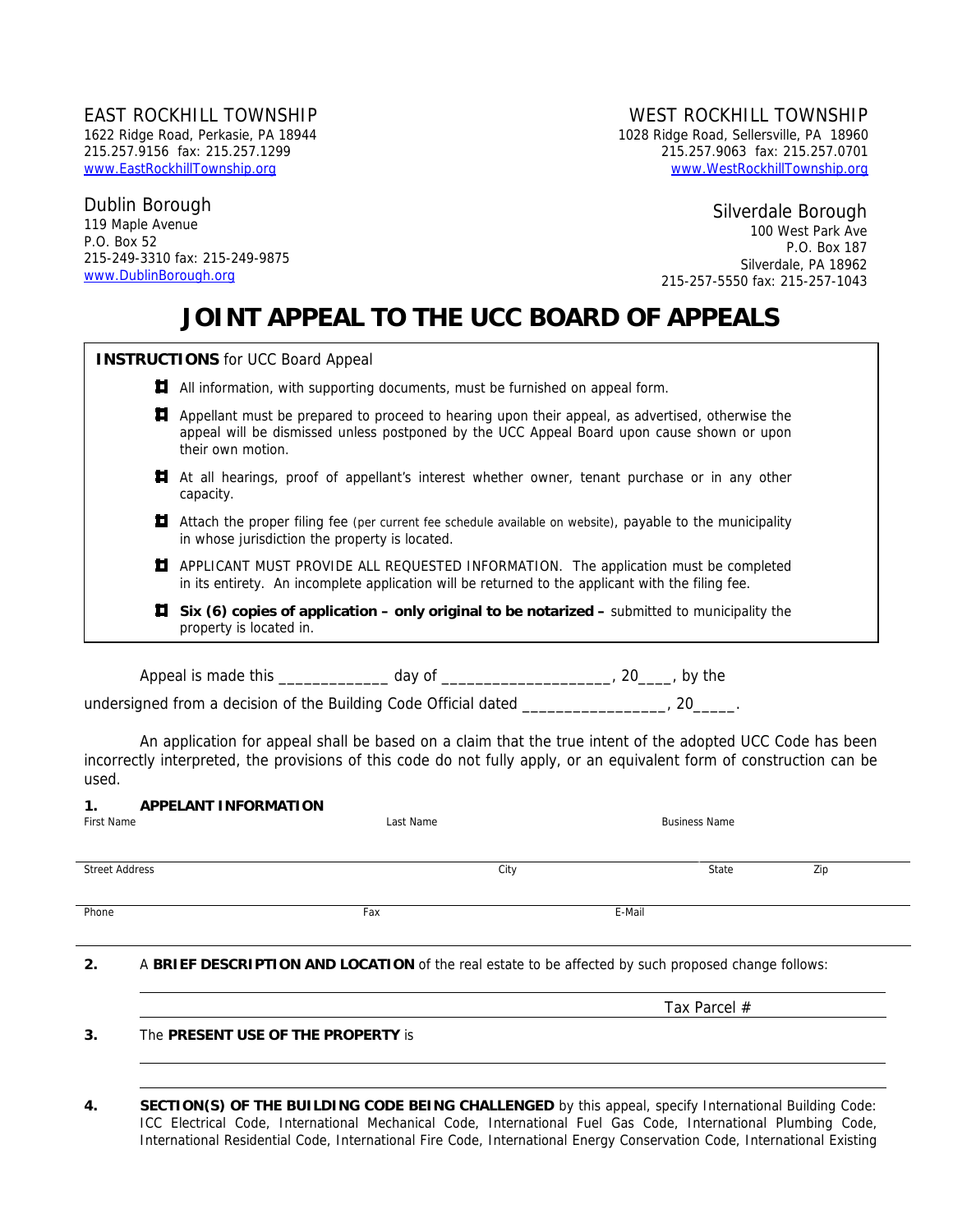EAST ROCKHILL TOWNSHIP
1622 Ridge Road, Perkasie, PA 18944
215.257.9156 fax: 215.257.1299
www.EastRockhillTownship.org

WEST ROCKHILL TOWNSHIP
1028 Ridge Road, Sellersville, PA 18960
215.257.9063 fax: 215.257.0701
www.WestRockhillTownship.org

Dublin Borough
119 Maple Avenue
P.O. Box 52
215-249-3310 fax: 215-249-9875
www.DublinBorough.org

Silverdale Borough
100 West Park Ave
P.O. Box 187
Silverdale, PA 18962
215-257-5550 fax: 215-257-1043

# JOINT APPEAL TO THE UCC BOARD OF APPEALS

**INSTRUCTIONS** for UCC Board Appeal

- All information, with supporting documents, must be furnished on appeal form.
- Appellant must be prepared to proceed to hearing upon their appeal, as advertised, otherwise the appeal will be dismissed unless postponed by the UCC Appeal Board upon cause shown or upon their own motion.
- At all hearings, proof of appellant's interest whether owner, tenant purchase or in any other capacity.
- Attach the proper filing fee (per current fee schedule available on website), payable to the municipality in whose jurisdiction the property is located.
- APPLICANT MUST PROVIDE ALL REQUESTED INFORMATION. The application must be completed in its entirety. An incomplete application will be returned to the applicant with the filing fee.
- **Six (6) copies of application – only original to be notarized –** submitted to municipality the property is located in.

Appeal is made this _____________ day of ____________________, 20____, by the undersigned from a decision of the Building Code Official dated _________________, 20_____.

An application for appeal shall be based on a claim that the true intent of the adopted UCC Code has been incorrectly interpreted, the provisions of this code do not fully apply, or an equivalent form of construction can be used.

**1. APPELANT INFORMATION**

First Name | Last Name | Business Name

Street Address | City | State | Zip

Phone | Fax | E-Mail

**2.** A **BRIEF DESCRIPTION AND LOCATION** of the real estate to be affected by such proposed change follows:

Tax Parcel #

**3.** The **PRESENT USE OF THE PROPERTY** is

**4. SECTION(S) OF THE BUILDING CODE BEING CHALLENGED** by this appeal, specify International Building Code: ICC Electrical Code, International Mechanical Code, International Fuel Gas Code, International Plumbing Code, International Residential Code, International Fire Code, International Energy Conservation Code, International Existing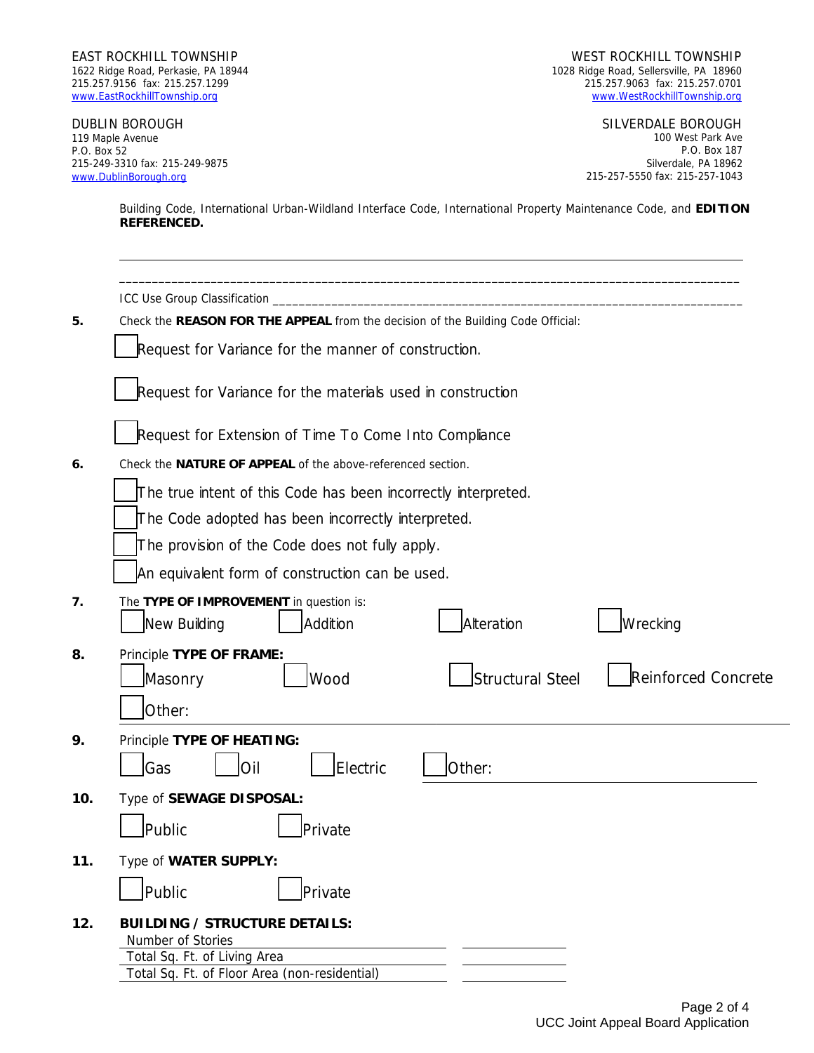EAST ROCKHILL TOWNSHIP
1622 Ridge Road, Perkasie, PA 18944
215.257.9156 fax: 215.257.1299
www.EastRockhillTownship.org

WEST ROCKHILL TOWNSHIP
1028 Ridge Road, Sellersville, PA 18960
215.257.9063 fax: 215.257.0701
www.WestRockhillTownship.org

DUBLIN BOROUGH
119 Maple Avenue
P.O. Box 52
215-249-3310 fax: 215-249-9875
www.DublinBorough.org

SILVERDALE BOROUGH
100 West Park Ave
P.O. Box 187
Silverdale, PA 18962
215-257-5550 fax: 215-257-1043

Building Code, International Urban-Wildland Interface Code, International Property Maintenance Code, and **EDITION REFERENCED.**

_______________________________________________________________________________________________

_______________________________________________________________________________________________

ICC Use Group Classification _______________________________________________________________________

**5.** Check the **REASON FOR THE APPEAL** from the decision of the Building Code Official:

☐ Request for Variance for the manner of construction.

☐ Request for Variance for the materials used in construction

☐ Request for Extension of Time To Come Into Compliance

**6.** Check the **NATURE OF APPEAL** of the above-referenced section.

☐ The true intent of this Code has been incorrectly interpreted.

☐ The Code adopted has been incorrectly interpreted.

☐ The provision of the Code does not fully apply.

☐ An equivalent form of construction can be used.

**7.** The **TYPE OF IMPROVEMENT** in question is:

☐ New Building ☐ Addition ☐ Alteration ☐ Wrecking

**8.** Principle **TYPE OF FRAME:**

☐ Masonry ☐ Wood ☐ Structural Steel ☐ Reinforced Concrete

☐ Other: _______________________________________________

**9.** Principle **TYPE OF HEATING:**

☐ Gas ☐ Oil ☐ Electric ☐ Other: _______________________

**10.** Type of **SEWAGE DISPOSAL:**

☐ Public ☐ Private

**11.** Type of **WATER SUPPLY:**

☐ Public ☐ Private

**12.** **BUILDING / STRUCTURE DETAILS:**

Number of Stories ____________________

Total Sq. Ft. of Living Area ____________________

Total Sq. Ft. of Floor Area (non-residential) ____________________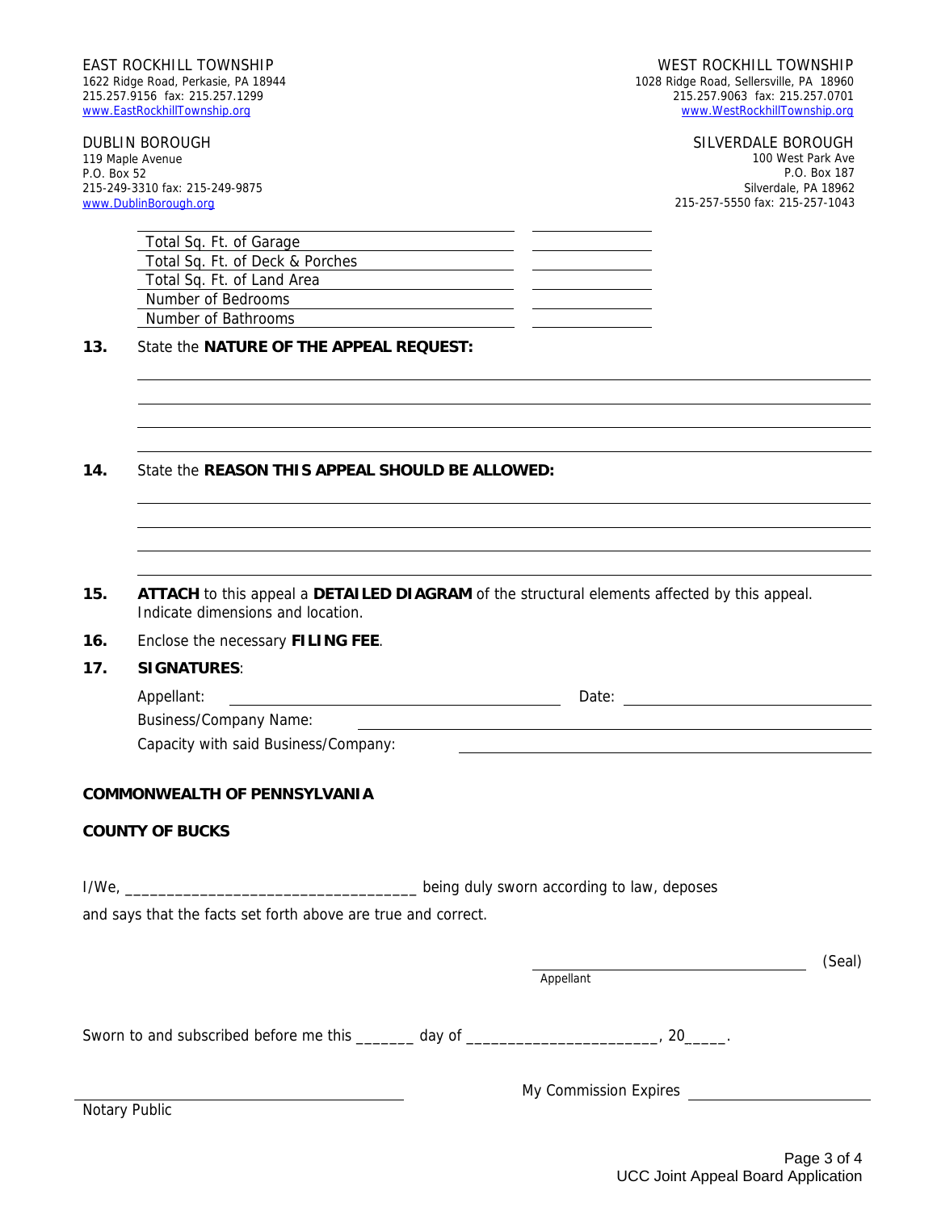EAST ROCKHILL TOWNSHIP
1622 Ridge Road, Perkasie, PA 18944
215.257.9156 fax: 215.257.1299
www.EastRockhillTownship.org

WEST ROCKHILL TOWNSHIP
1028 Ridge Road, Sellersville, PA 18960
215.257.9063 fax: 215.257.0701
www.WestRockhillTownship.org

DUBLIN BOROUGH
119 Maple Avenue
P.O. Box 52
215-249-3310 fax: 215-249-9875
www.DublinBorough.org

SILVERDALE BOROUGH
100 West Park Ave
P.O. Box 187
Silverdale, PA 18962
215-257-5550 fax: 215-257-1043

| | |
|---|---|
| Total Sq. Ft. of Garage | |
| Total Sq. Ft. of Deck & Porches | |
| Total Sq. Ft. of Land Area | |
| Number of Bedrooms | |
| Number of Bathrooms | |

**13.** State the **NATURE OF THE APPEAL REQUEST:**

______________________________________________________________________

______________________________________________________________________

______________________________________________________________________

______________________________________________________________________

**14.** State the **REASON THIS APPEAL SHOULD BE ALLOWED:**

______________________________________________________________________

______________________________________________________________________

______________________________________________________________________

______________________________________________________________________

**15.** **ATTACH** to this appeal a **DETAILED DIAGRAM** of the structural elements affected by this appeal. Indicate dimensions and location.

**16.** Enclose the necessary **FILING FEE**.

**17.** **SIGNATURES**:

Appellant: ______________________________ Date: ______________________

Business/Company Name: ______________________________________________

Capacity with said Business/Company: ________________________________

**COMMONWEALTH OF PENNSYLVANIA**

**COUNTY OF BUCKS**

I/We, __________________________________ being duly sworn according to law, deposes and says that the facts set forth above are true and correct.

______________________________ (Seal)
Appellant

Sworn to and subscribed before me this _______ day of ______________________, 20_____.

______________________________ My Commission Expires ____________________
Notary Public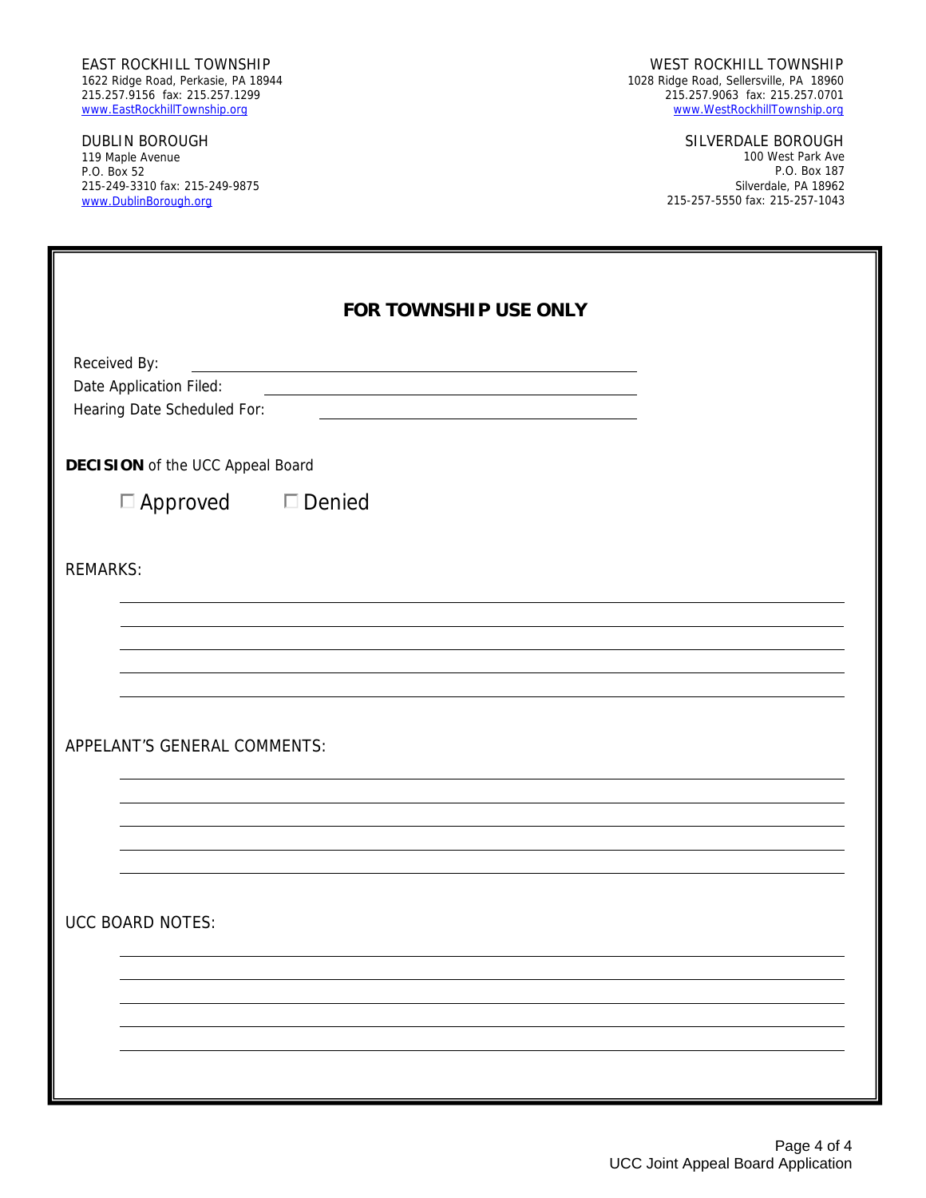EAST ROCKHILL TOWNSHIP
1622 Ridge Road, Perkasie, PA 18944
215.257.9156 fax: 215.257.1299
www.EastRockhillTownship.org

WEST ROCKHILL TOWNSHIP
1028 Ridge Road, Sellersville, PA 18960
215.257.9063 fax: 215.257.0701
www.WestRockhillTownship.org

DUBLIN BOROUGH
119 Maple Avenue
P.O. Box 52
215-249-3310 fax: 215-249-9875
www.DublinBorough.org

SILVERDALE BOROUGH
100 West Park Ave
P.O. Box 187
Silverdale, PA 18962
215-257-5550 fax: 215-257-1043

## FOR TOWNSHIP USE ONLY

Received By: ______________________________

Date Application Filed: ______________________________

Hearing Date Scheduled For: ______________________________

**DECISION** of the UCC Appeal Board

☐ Approved  ☐ Denied

REMARKS:

______________________________
______________________________
______________________________
______________________________
______________________________

APPELANT'S GENERAL COMMENTS:

______________________________
______________________________
______________________________
______________________________
______________________________

UCC BOARD NOTES:

______________________________
______________________________
______________________________
______________________________
______________________________